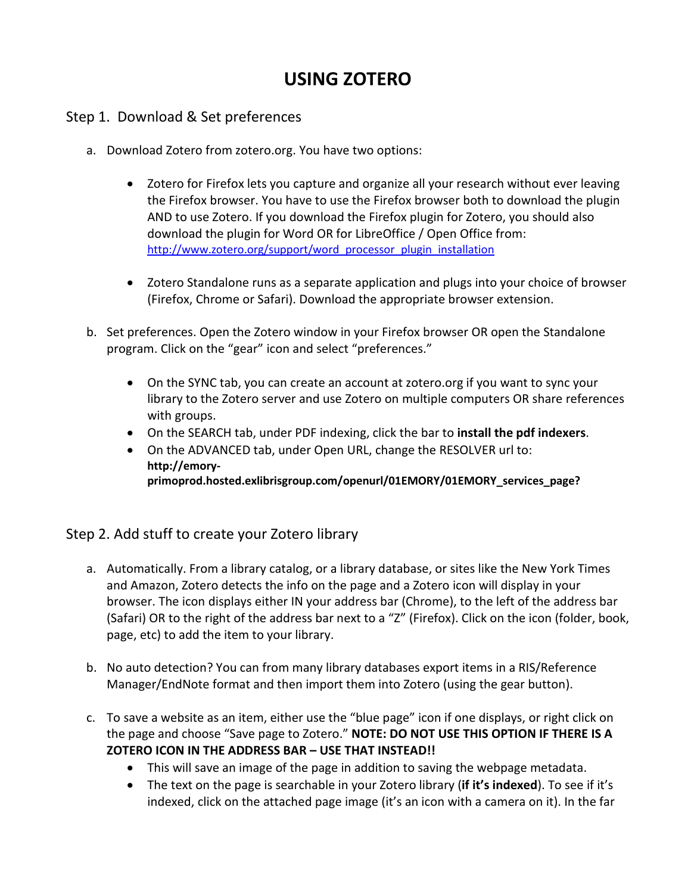# USING ZOTERO

## Step 1. Download & Set preferences

a. Download Zotero from zotero.org. You have two options:

- Zotero for Firefox lets you capture and organize all your research without ever leaving the Firefox browser. You have to use the Firefox browser both to download the plugin AND to use Zotero. If you download the Firefox plugin for Zotero, you should also download the plugin for Word OR for LibreOffice / Open Office from: http://www.zotero.org/support/word_processor_plugin_installation

- Zotero Standalone runs as a separate application and plugs into your choice of browser (Firefox, Chrome or Safari). Download the appropriate browser extension.

b. Set preferences. Open the Zotero window in your Firefox browser OR open the Standalone program. Click on the "gear" icon and select "preferences."

- On the SYNC tab, you can create an account at zotero.org if you want to sync your library to the Zotero server and use Zotero on multiple computers OR share references with groups.
- On the SEARCH tab, under PDF indexing, click the bar to **install the pdf indexers**.
- On the ADVANCED tab, under Open URL, change the RESOLVER url to: **http://emory-primoprod.hosted.exlibrisgroup.com/openurl/01EMORY/01EMORY_services_page?**

## Step 2. Add stuff to create your Zotero library

a. Automatically. From a library catalog, or a library database, or sites like the New York Times and Amazon, Zotero detects the info on the page and a Zotero icon will display in your browser. The icon displays either IN your address bar (Chrome), to the left of the address bar (Safari) OR to the right of the address bar next to a "Z" (Firefox). Click on the icon (folder, book, page, etc) to add the item to your library.

b. No auto detection? You can from many library databases export items in a RIS/Reference Manager/EndNote format and then import them into Zotero (using the gear button).

c. To save a website as an item, either use the "blue page" icon if one displays, or right click on the page and choose "Save page to Zotero." **NOTE: DO NOT USE THIS OPTION IF THERE IS A ZOTERO ICON IN THE ADDRESS BAR – USE THAT INSTEAD!!**

- This will save an image of the page in addition to saving the webpage metadata.
- The text on the page is searchable in your Zotero library (**if it's indexed**). To see if it's indexed, click on the attached page image (it's an icon with a camera on it). In the far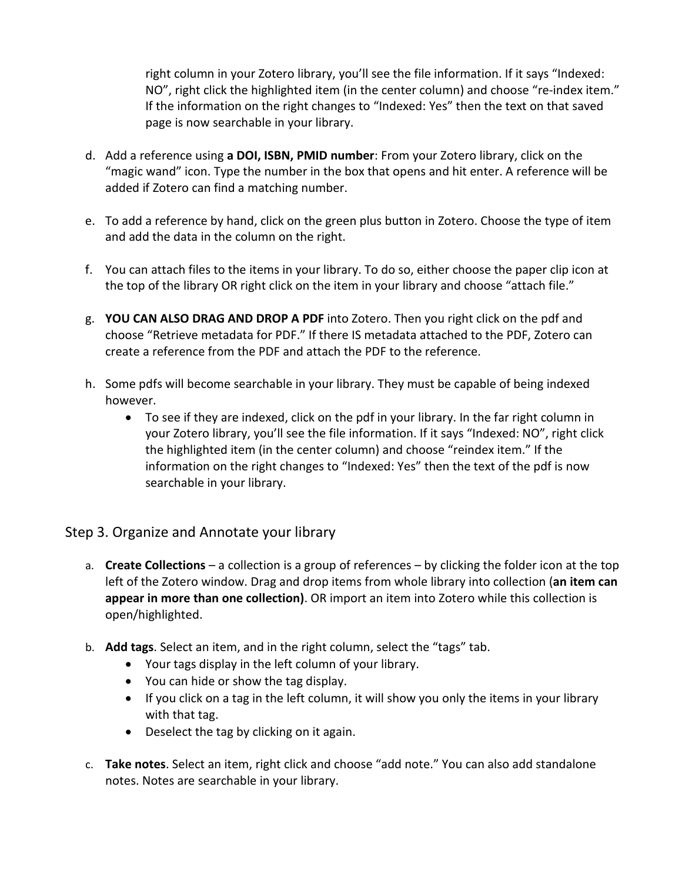right column in your Zotero library, you'll see the file information. If it says "Indexed: NO", right click the highlighted item (in the center column) and choose "re-index item." If the information on the right changes to "Indexed: Yes" then the text on that saved page is now searchable in your library.

d. Add a reference using **a DOI, ISBN, PMID number**: From your Zotero library, click on the "magic wand" icon. Type the number in the box that opens and hit enter. A reference will be added if Zotero can find a matching number.

e. To add a reference by hand, click on the green plus button in Zotero. Choose the type of item and add the data in the column on the right.

f. You can attach files to the items in your library. To do so, either choose the paper clip icon at the top of the library OR right click on the item in your library and choose "attach file."

g. **YOU CAN ALSO DRAG AND DROP A PDF** into Zotero. Then you right click on the pdf and choose "Retrieve metadata for PDF." If there IS metadata attached to the PDF, Zotero can create a reference from the PDF and attach the PDF to the reference.

h. Some pdfs will become searchable in your library. They must be capable of being indexed however.
   - To see if they are indexed, click on the pdf in your library. In the far right column in your Zotero library, you'll see the file information. If it says "Indexed: NO", right click the highlighted item (in the center column) and choose "reindex item." If the information on the right changes to "Indexed: Yes" then the text of the pdf is now searchable in your library.

## Step 3. Organize and Annotate your library

a. **Create Collections** – a collection is a group of references – by clicking the folder icon at the top left of the Zotero window. Drag and drop items from whole library into collection (**an item can appear in more than one collection)**. OR import an item into Zotero while this collection is open/highlighted.

b. **Add tags**. Select an item, and in the right column, select the "tags" tab.
   - Your tags display in the left column of your library.
   - You can hide or show the tag display.
   - If you click on a tag in the left column, it will show you only the items in your library with that tag.
   - Deselect the tag by clicking on it again.

c. **Take notes**. Select an item, right click and choose "add note." You can also add standalone notes. Notes are searchable in your library.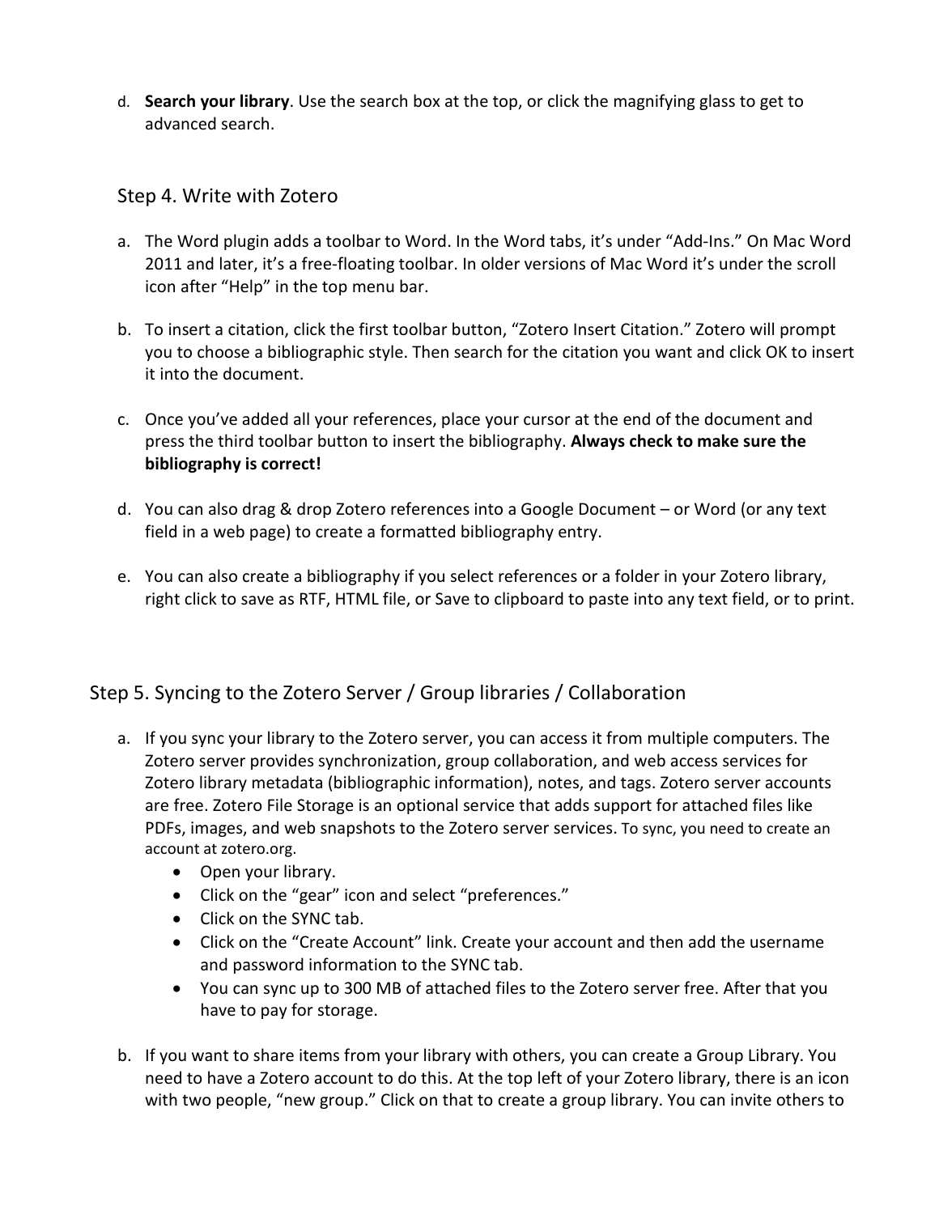d. **Search your library**. Use the search box at the top, or click the magnifying glass to get to advanced search.

### Step 4. Write with Zotero

a. The Word plugin adds a toolbar to Word. In the Word tabs, it's under "Add-Ins." On Mac Word 2011 and later, it's a free-floating toolbar. In older versions of Mac Word it's under the scroll icon after "Help" in the top menu bar.

b. To insert a citation, click the first toolbar button, "Zotero Insert Citation." Zotero will prompt you to choose a bibliographic style. Then search for the citation you want and click OK to insert it into the document.

c. Once you've added all your references, place your cursor at the end of the document and press the third toolbar button to insert the bibliography. **Always check to make sure the bibliography is correct!**

d. You can also drag & drop Zotero references into a Google Document – or Word (or any text field in a web page) to create a formatted bibliography entry.

e. You can also create a bibliography if you select references or a folder in your Zotero library, right click to save as RTF, HTML file, or Save to clipboard to paste into any text field, or to print.

## Step 5. Syncing to the Zotero Server / Group libraries / Collaboration

a. If you sync your library to the Zotero server, you can access it from multiple computers. The Zotero server provides synchronization, group collaboration, and web access services for Zotero library metadata (bibliographic information), notes, and tags. Zotero server accounts are free. Zotero File Storage is an optional service that adds support for attached files like PDFs, images, and web snapshots to the Zotero server services. To sync, you need to create an account at zotero.org.
   - Open your library.
   - Click on the "gear" icon and select "preferences."
   - Click on the SYNC tab.
   - Click on the "Create Account" link. Create your account and then add the username and password information to the SYNC tab.
   - You can sync up to 300 MB of attached files to the Zotero server free. After that you have to pay for storage.

b. If you want to share items from your library with others, you can create a Group Library. You need to have a Zotero account to do this. At the top left of your Zotero library, there is an icon with two people, "new group." Click on that to create a group library. You can invite others to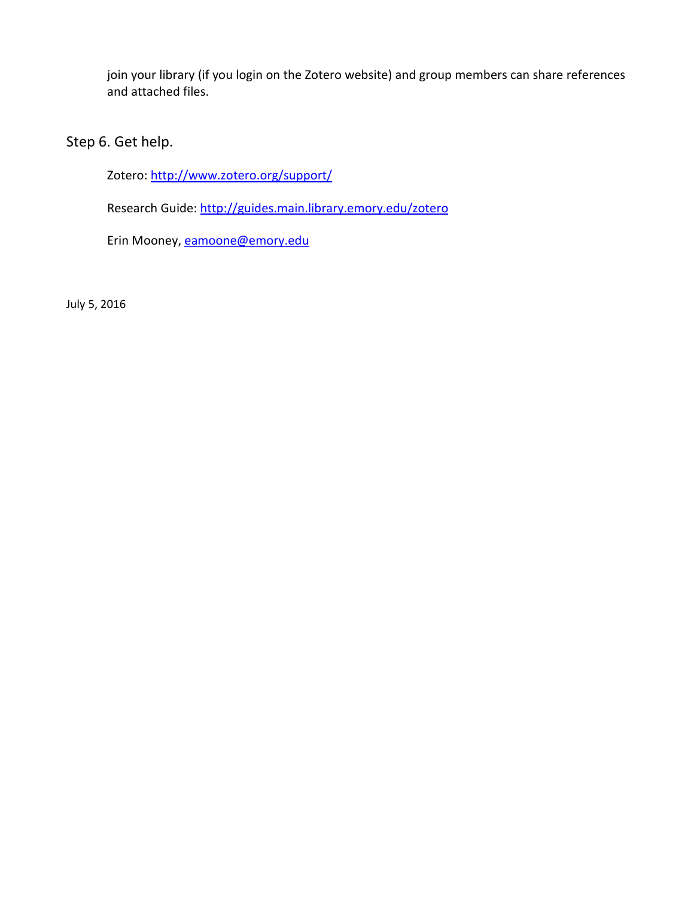join your library (if you login on the Zotero website) and group members can share references and attached files.

## Step 6. Get help.

Zotero: http://www.zotero.org/support/

Research Guide: http://guides.main.library.emory.edu/zotero

Erin Mooney, eamoone@emory.edu

July 5, 2016